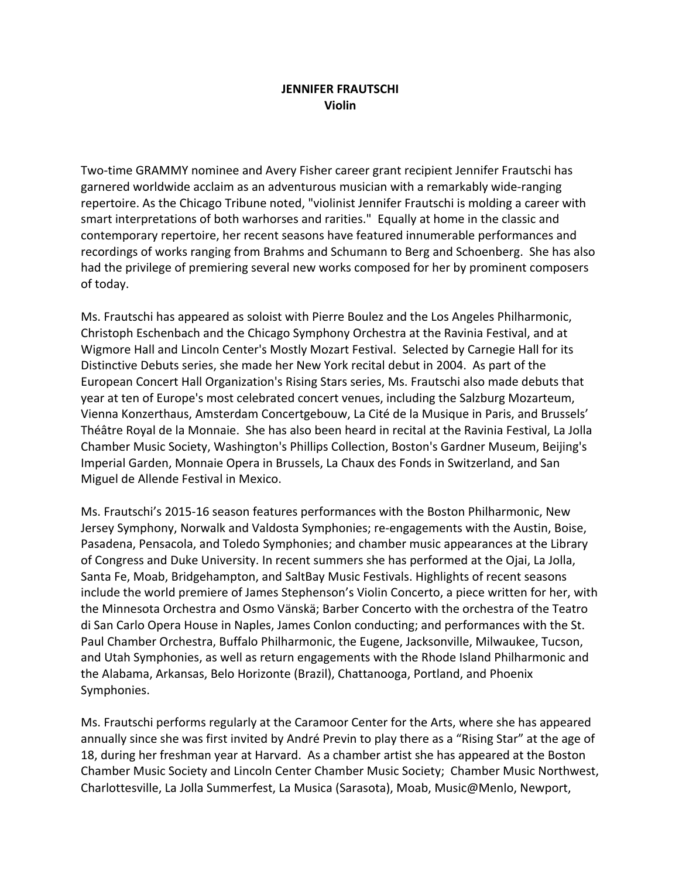**JENNIFER FRAUTSCHI**
**Violin**

Two-time GRAMMY nominee and Avery Fisher career grant recipient Jennifer Frautschi has garnered worldwide acclaim as an adventurous musician with a remarkably wide-ranging repertoire. As the Chicago Tribune noted, "violinist Jennifer Frautschi is molding a career with smart interpretations of both warhorses and rarities." Equally at home in the classic and contemporary repertoire, her recent seasons have featured innumerable performances and recordings of works ranging from Brahms and Schumann to Berg and Schoenberg. She has also had the privilege of premiering several new works composed for her by prominent composers of today.

Ms. Frautschi has appeared as soloist with Pierre Boulez and the Los Angeles Philharmonic, Christoph Eschenbach and the Chicago Symphony Orchestra at the Ravinia Festival, and at Wigmore Hall and Lincoln Center's Mostly Mozart Festival. Selected by Carnegie Hall for its Distinctive Debuts series, she made her New York recital debut in 2004. As part of the European Concert Hall Organization's Rising Stars series, Ms. Frautschi also made debuts that year at ten of Europe's most celebrated concert venues, including the Salzburg Mozarteum, Vienna Konzerthaus, Amsterdam Concertgebouw, La Cité de la Musique in Paris, and Brussels' Théâtre Royal de la Monnaie. She has also been heard in recital at the Ravinia Festival, La Jolla Chamber Music Society, Washington's Phillips Collection, Boston's Gardner Museum, Beijing's Imperial Garden, Monnaie Opera in Brussels, La Chaux des Fonds in Switzerland, and San Miguel de Allende Festival in Mexico.

Ms. Frautschi's 2015-16 season features performances with the Boston Philharmonic, New Jersey Symphony, Norwalk and Valdosta Symphonies; re-engagements with the Austin, Boise, Pasadena, Pensacola, and Toledo Symphonies; and chamber music appearances at the Library of Congress and Duke University. In recent summers she has performed at the Ojai, La Jolla, Santa Fe, Moab, Bridgehampton, and SaltBay Music Festivals. Highlights of recent seasons include the world premiere of James Stephenson's Violin Concerto, a piece written for her, with the Minnesota Orchestra and Osmo Vänskä; Barber Concerto with the orchestra of the Teatro di San Carlo Opera House in Naples, James Conlon conducting; and performances with the St. Paul Chamber Orchestra, Buffalo Philharmonic, the Eugene, Jacksonville, Milwaukee, Tucson, and Utah Symphonies, as well as return engagements with the Rhode Island Philharmonic and the Alabama, Arkansas, Belo Horizonte (Brazil), Chattanooga, Portland, and Phoenix Symphonies.

Ms. Frautschi performs regularly at the Caramoor Center for the Arts, where she has appeared annually since she was first invited by André Previn to play there as a "Rising Star" at the age of 18, during her freshman year at Harvard. As a chamber artist she has appeared at the Boston Chamber Music Society and Lincoln Center Chamber Music Society; Chamber Music Northwest, Charlottesville, La Jolla Summerfest, La Musica (Sarasota), Moab, Music@Menlo, Newport,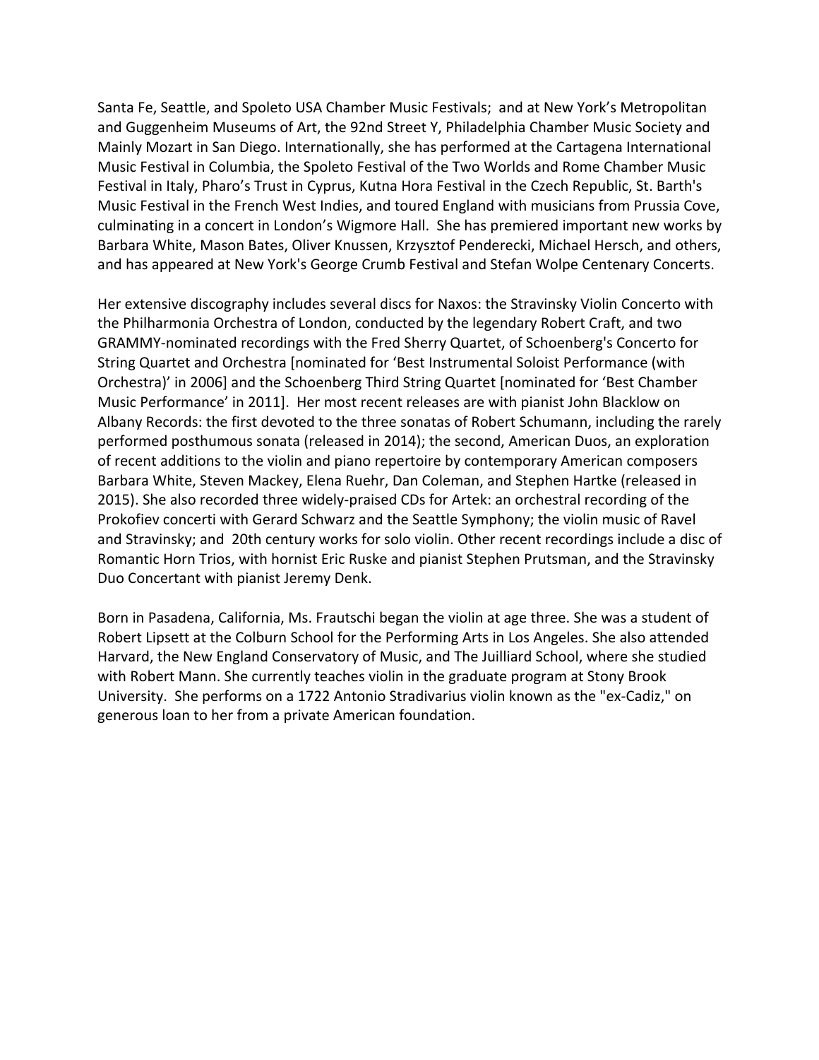Santa Fe, Seattle, and Spoleto USA Chamber Music Festivals; and at New York's Metropolitan and Guggenheim Museums of Art, the 92nd Street Y, Philadelphia Chamber Music Society and Mainly Mozart in San Diego. Internationally, she has performed at the Cartagena International Music Festival in Columbia, the Spoleto Festival of the Two Worlds and Rome Chamber Music Festival in Italy, Pharo's Trust in Cyprus, Kutna Hora Festival in the Czech Republic, St. Barth's Music Festival in the French West Indies, and toured England with musicians from Prussia Cove, culminating in a concert in London's Wigmore Hall. She has premiered important new works by Barbara White, Mason Bates, Oliver Knussen, Krzysztof Penderecki, Michael Hersch, and others, and has appeared at New York's George Crumb Festival and Stefan Wolpe Centenary Concerts.

Her extensive discography includes several discs for Naxos: the Stravinsky Violin Concerto with the Philharmonia Orchestra of London, conducted by the legendary Robert Craft, and two GRAMMY-nominated recordings with the Fred Sherry Quartet, of Schoenberg's Concerto for String Quartet and Orchestra [nominated for 'Best Instrumental Soloist Performance (with Orchestra)' in 2006] and the Schoenberg Third String Quartet [nominated for 'Best Chamber Music Performance' in 2011]. Her most recent releases are with pianist John Blacklow on Albany Records: the first devoted to the three sonatas of Robert Schumann, including the rarely performed posthumous sonata (released in 2014); the second, American Duos, an exploration of recent additions to the violin and piano repertoire by contemporary American composers Barbara White, Steven Mackey, Elena Ruehr, Dan Coleman, and Stephen Hartke (released in 2015). She also recorded three widely-praised CDs for Artek: an orchestral recording of the Prokofiev concerti with Gerard Schwarz and the Seattle Symphony; the violin music of Ravel and Stravinsky; and 20th century works for solo violin. Other recent recordings include a disc of Romantic Horn Trios, with hornist Eric Ruske and pianist Stephen Prutsman, and the Stravinsky Duo Concertant with pianist Jeremy Denk.

Born in Pasadena, California, Ms. Frautschi began the violin at age three. She was a student of Robert Lipsett at the Colburn School for the Performing Arts in Los Angeles. She also attended Harvard, the New England Conservatory of Music, and The Juilliard School, where she studied with Robert Mann. She currently teaches violin in the graduate program at Stony Brook University. She performs on a 1722 Antonio Stradivarius violin known as the "ex-Cadiz," on generous loan to her from a private American foundation.